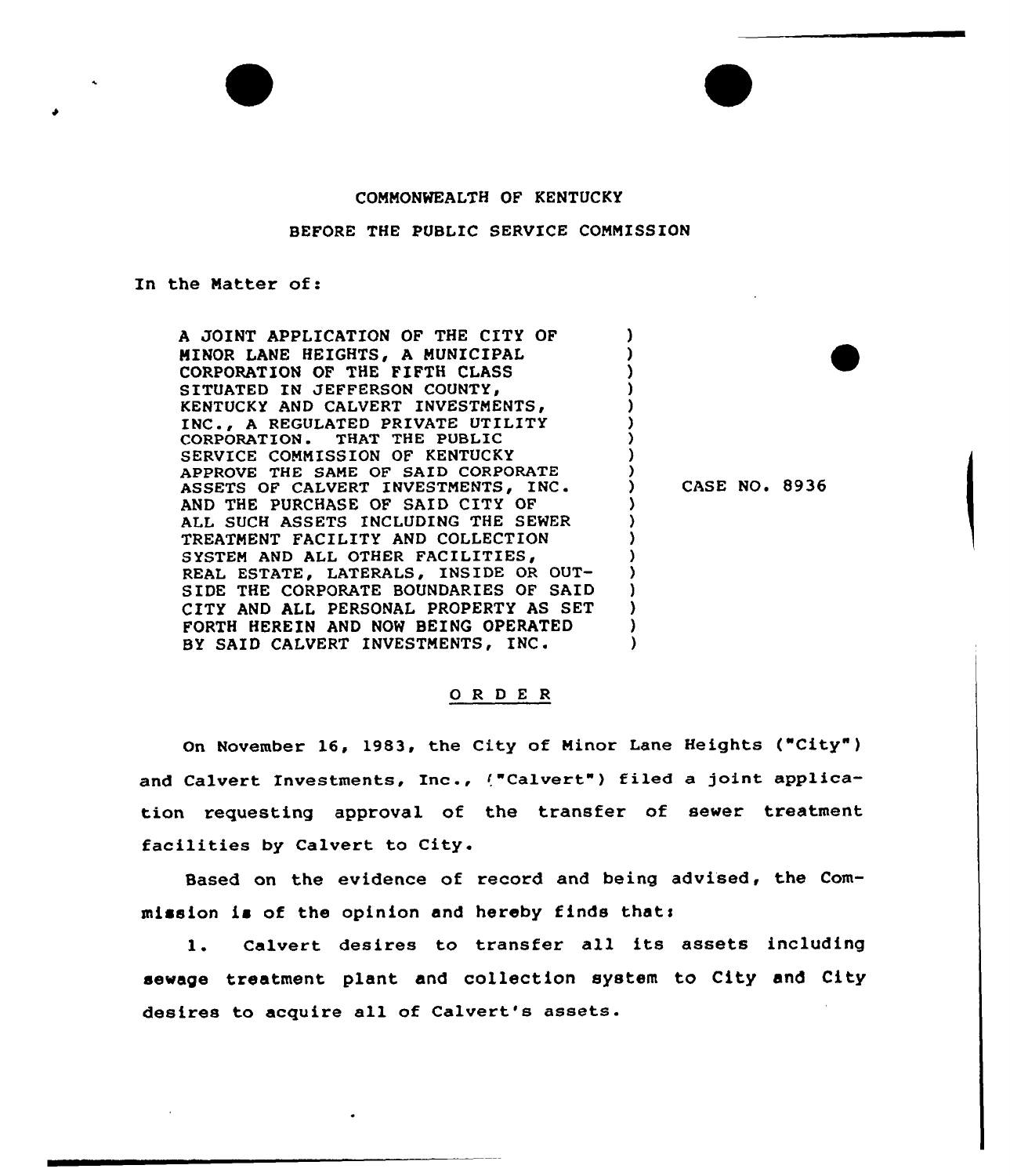COMMONWEALTH OF KENTUCKY

BEFORE THE PUBLIC SERVICE COMMISSION

In the Matter of:

| | |
|---|---|
| A JOINT APPLICATION OF THE CITY OF MINOR LANE HEIGHTS, A MUNICIPAL CORPORATION OF THE FIFTH CLASS SITUATED IN JEFFERSON COUNTY, KENTUCKY AND CALVERT INVESTMENTS, INC., A REGULATED PRIVATE UTILITY CORPORATION. THAT THE PUBLIC SERVICE COMMISSION OF KENTUCKY APPROVE THE SAME OF SAID CORPORATE ASSETS OF CALVERT INVESTMENTS, INC. AND THE PURCHASE OF SAID CITY OF ALL SUCH ASSETS INCLUDING THE SEWER TREATMENT FACILITY AND COLLECTION SYSTEM AND ALL OTHER FACILITIES, REAL ESTATE, LATERALS, INSIDE OR OUTSIDE THE CORPORATE BOUNDARIES OF SAID CITY AND ALL PERSONAL PROPERTY AS SET FORTH HEREIN AND NOW BEING OPERATED BY SAID CALVERT INVESTMENTS, INC. | CASE NO. 8936 |

O R D E R

On November 16, 1983, the City of Minor Lane Heights ("City") and Calvert Investments, Inc., ("Calvert") filed a joint application requesting approval of the transfer of sewer treatment facilities by Calvert to City.

Based on the evidence of record and being advised, the Commission is of the opinion and hereby finds that:

1. Calvert desires to transfer all its assets including sewage treatment plant and collection system to City and City desires to acquire all of Calvert's assets.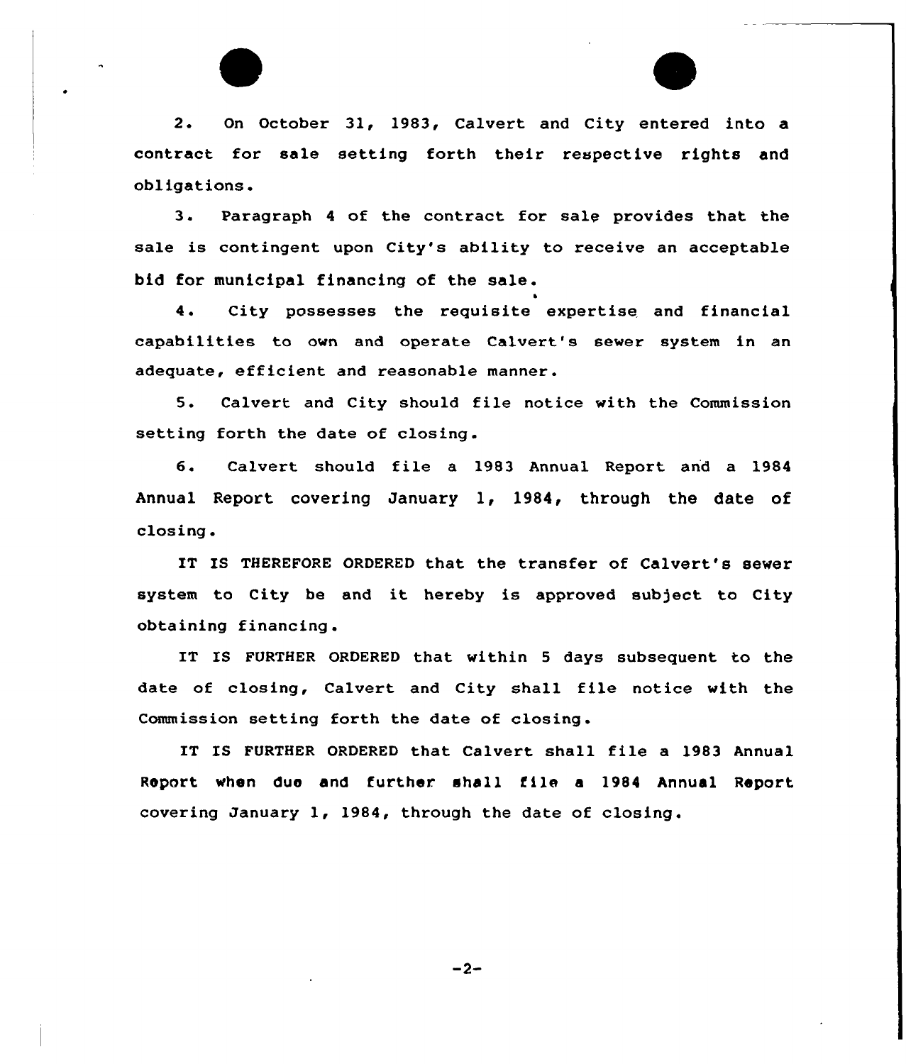2. On October 31, 1983, Calvert and City entered into a contract for sale setting forth their respective rights and obligations.

3. Paragraph 4 of the contract for sale provides that the sale is contingent upon City's ability to receive an acceptable bid for municipal financing of the sale.

4. City possesses the requisite expertise and financial capabilities to own and operate Calvert's sewer system in an adequate, efficient and reasonable manner.

5. Calvert and City should file notice with the Commission setting forth the date of closing.

6. Calvert should file a 1983 Annual Report and a 1984 Annual Report covering January 1, 1984, through the date of closing.

IT IS THEREFORE ORDERED that the transfer of Calvert's sewer system to City be and it hereby is approved subject to City obtaining financing.

IT IS FURTHER ORDERED that within 5 days subsequent to the date of closing, Calvert and City shall file notice with the Commission setting forth the date of closing.

IT IS FURTHER ORDERED that Calvert shall file a 1983 Annual Report when due and further shall file a 1984 Annual Report covering January 1, 1984, through the date of closing.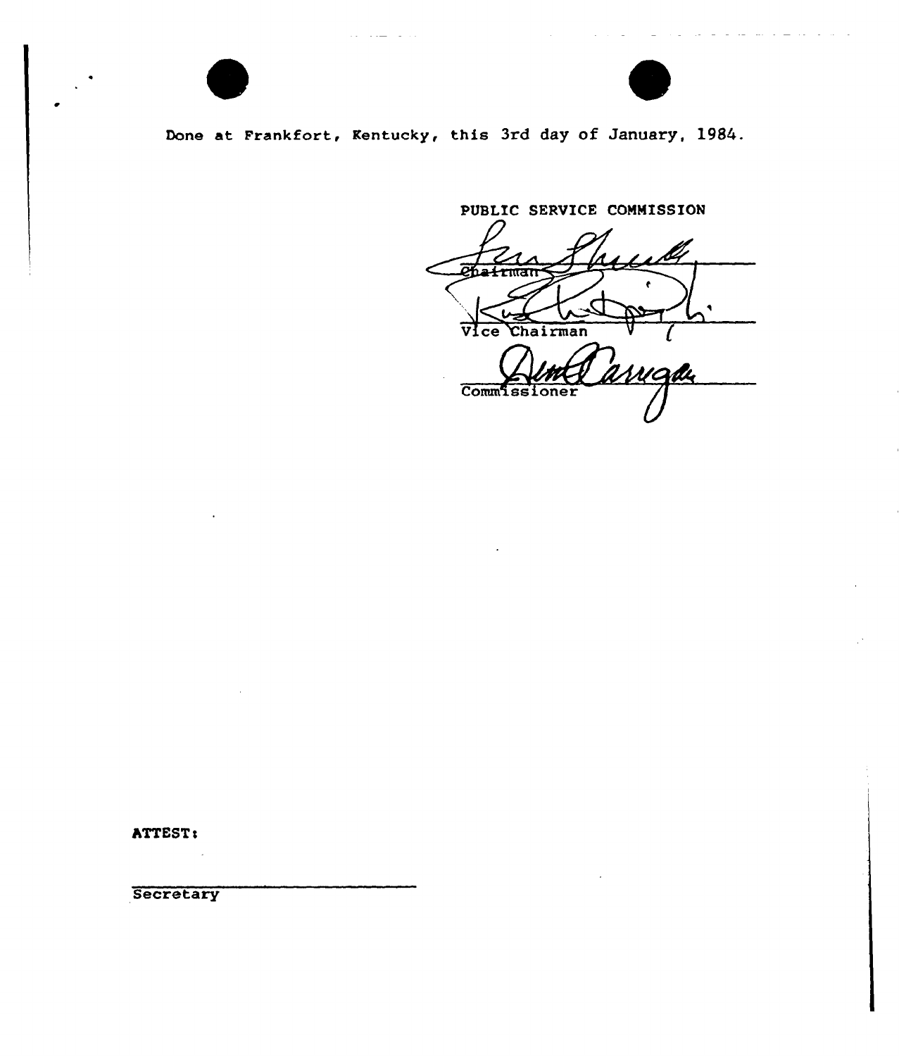Done at Frankfort, Kentucky, this 3rd day of January, 1984.

PUBLIC SERVICE COMMISSION

Chairman

Vice Chairman

Commissioner

ATTEST:

Secretary